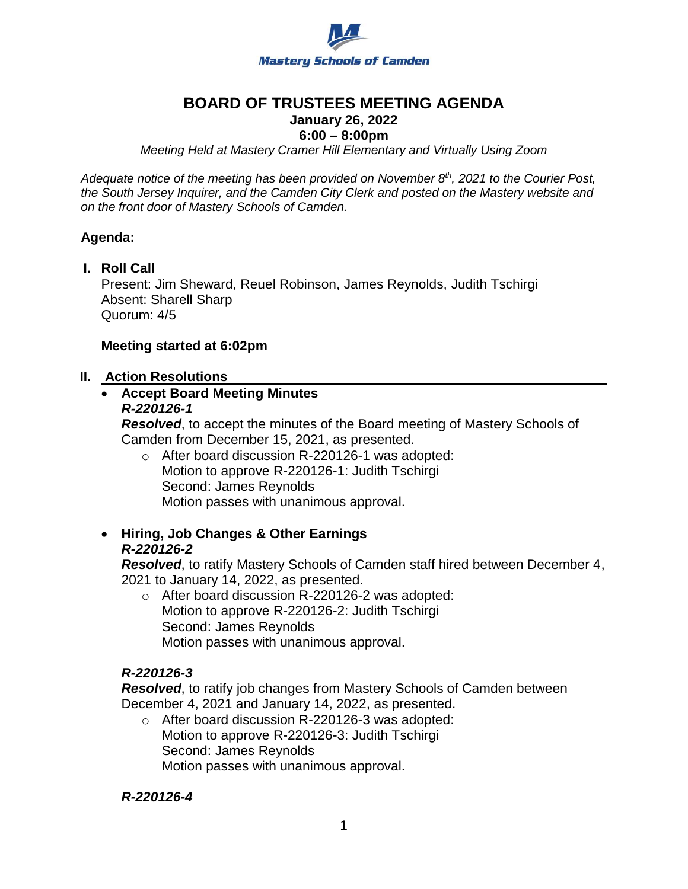**Mastery Schools of Camden**

# BOARD OF TRUSTEES MEETING AGENDA

**January 26, 2022**

**6:00 – 8:00pm**

*Meeting Held at Mastery Cramer Hill Elementary and Virtually Using Zoom*

*Adequate notice of the meeting has been provided on November 8th, 2021 to the Courier Post, the South Jersey Inquirer, and the Camden City Clerk and posted on the Mastery website and on the front door of Mastery Schools of Camden.*

## Agenda:

### I. Roll Call

Present: Jim Sheward, Reuel Robinson, James Reynolds, Judith Tschirgi
Absent: Sharell Sharp
Quorum: 4/5

**Meeting started at 6:02pm**

### II. Action Resolutions

- **Accept Board Meeting Minutes**
  ***R-220126-1***
  ***Resolved***, to accept the minutes of the Board meeting of Mastery Schools of Camden from December 15, 2021, as presented.
  - After board discussion R-220126-1 was adopted:
    Motion to approve R-220126-1: Judith Tschirgi
    Second: James Reynolds
    Motion passes with unanimous approval.

- **Hiring, Job Changes & Other Earnings**
  ***R-220126-2***
  ***Resolved***, to ratify Mastery Schools of Camden staff hired between December 4, 2021 to January 14, 2022, as presented.
  - After board discussion R-220126-2 was adopted:
    Motion to approve R-220126-2: Judith Tschirgi
    Second: James Reynolds
    Motion passes with unanimous approval.

  ***R-220126-3***
  ***Resolved***, to ratify job changes from Mastery Schools of Camden between December 4, 2021 and January 14, 2022, as presented.
  - After board discussion R-220126-3 was adopted:
    Motion to approve R-220126-3: Judith Tschirgi
    Second: James Reynolds
    Motion passes with unanimous approval.

  ***R-220126-4***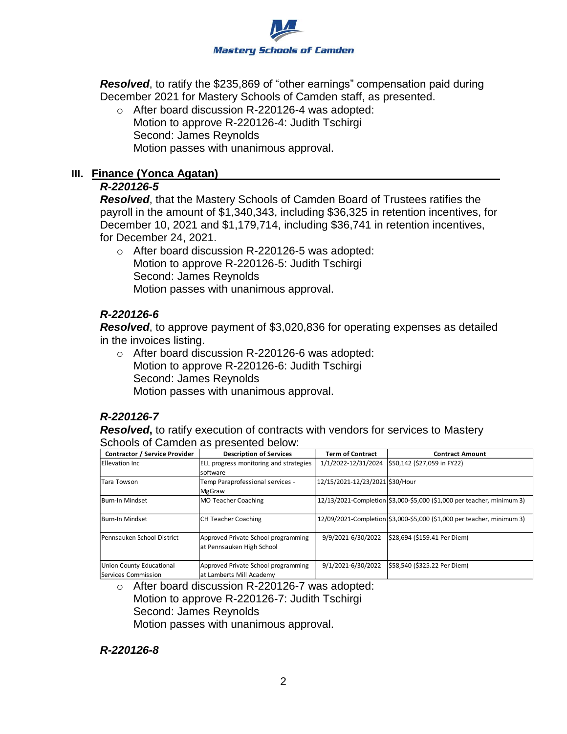***Resolved***, to ratify the $235,869 of "other earnings" compensation paid during December 2021 for Mastery Schools of Camden staff, as presented.

- After board discussion R-220126-4 was adopted:
  Motion to approve R-220126-4: Judith Tschirgi
  Second: James Reynolds
  Motion passes with unanimous approval.

## III. Finance (Yonca Agatan)

***R-220126-5***

***Resolved***, that the Mastery Schools of Camden Board of Trustees ratifies the payroll in the amount of $1,340,343, including $36,325 in retention incentives, for December 10, 2021 and $1,179,714, including $36,741 in retention incentives, for December 24, 2021.

- After board discussion R-220126-5 was adopted:
  Motion to approve R-220126-5: Judith Tschirgi
  Second: James Reynolds
  Motion passes with unanimous approval.

***R-220126-6***

***Resolved***, to approve payment of $3,020,836 for operating expenses as detailed in the invoices listing.

- After board discussion R-220126-6 was adopted:
  Motion to approve R-220126-6: Judith Tschirgi
  Second: James Reynolds
  Motion passes with unanimous approval.

***R-220126-7***

***Resolved*****,** to ratify execution of contracts with vendors for services to Mastery Schools of Camden as presented below:

| Contractor / Service Provider | Description of Services | Term of Contract | Contract Amount |
|---|---|---|---|
| Ellevation Inc | ELL progress monitoring and strategies software | 1/1/2022-12/31/2024 | $50,142 ($27,059 in FY22) |
| Tara Towson | Temp Paraprofessional services - MgGraw | 12/15/2021-12/23/2021 | $30/Hour |
| Burn-In Mindset | MO Teacher Coaching | 12/13/2021-Completion | $3,000-$5,000 ($1,000 per teacher, minimum 3) |
| Burn-In Mindset | CH Teacher Coaching | 12/09/2021-Completion | $3,000-$5,000 ($1,000 per teacher, minimum 3) |
| Pennsauken School District | Approved Private School programming at Pennsauken High School | 9/9/2021-6/30/2022 | $28,694 ($159.41 Per Diem) |
| Union County Educational Services Commission | Approved Private School programming at Lamberts Mill Academy | 9/1/2021-6/30/2022 | $58,540 ($325.22 Per Diem) |

- After board discussion R-220126-7 was adopted:
  Motion to approve R-220126-7: Judith Tschirgi
  Second: James Reynolds
  Motion passes with unanimous approval.

***R-220126-8***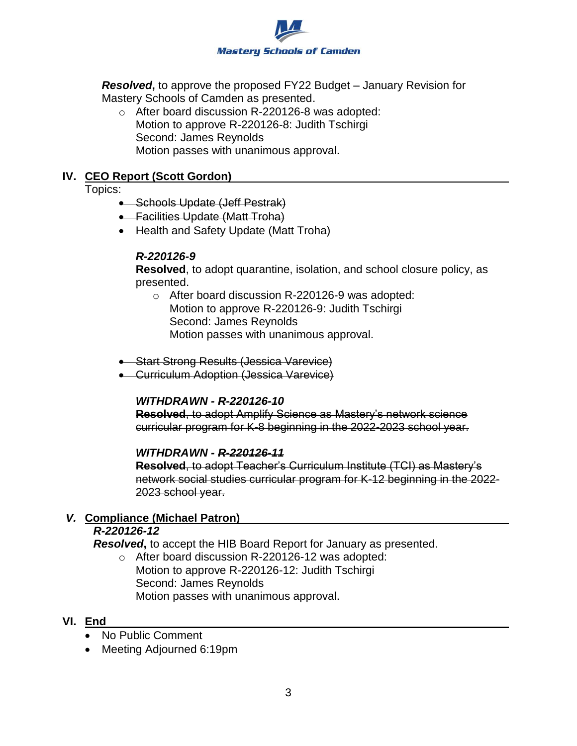***Resolved***, to approve the proposed FY22 Budget – January Revision for Mastery Schools of Camden as presented.

- After board discussion R-220126-8 was adopted:
  Motion to approve R-220126-8: Judith Tschirgi
  Second: James Reynolds
  Motion passes with unanimous approval.

## IV. CEO Report (Scott Gordon)

Topics:

- ~~Schools Update (Jeff Pestrak)~~
- ~~Facilities Update (Matt Troha)~~
- Health and Safety Update (Matt Troha)

***R-220126-9***

**Resolved**, to adopt quarantine, isolation, and school closure policy, as presented.

- After board discussion R-220126-9 was adopted:
  Motion to approve R-220126-9: Judith Tschirgi
  Second: James Reynolds
  Motion passes with unanimous approval.

- ~~Start Strong Results (Jessica Varevice)~~
- ~~Curriculum Adoption (Jessica Varevice)~~

***WITHDRAWN - ~~R-220126-10~~***

~~**Resolved**, to adopt Amplify Science as Mastery's network science curricular program for K-8 beginning in the 2022-2023 school year.~~

***WITHDRAWN - ~~R-220126-11~~***

~~**Resolved**, to adopt Teacher's Curriculum Institute (TCI) as Mastery's network social studies curricular program for K-12 beginning in the 2022-2023 school year.~~

## *V.* Compliance (Michael Patron)

***R-220126-12***

***Resolved***, to accept the HIB Board Report for January as presented.

- After board discussion R-220126-12 was adopted:
  Motion to approve R-220126-12: Judith Tschirgi
  Second: James Reynolds
  Motion passes with unanimous approval.

## VI. End

- No Public Comment
- Meeting Adjourned 6:19pm